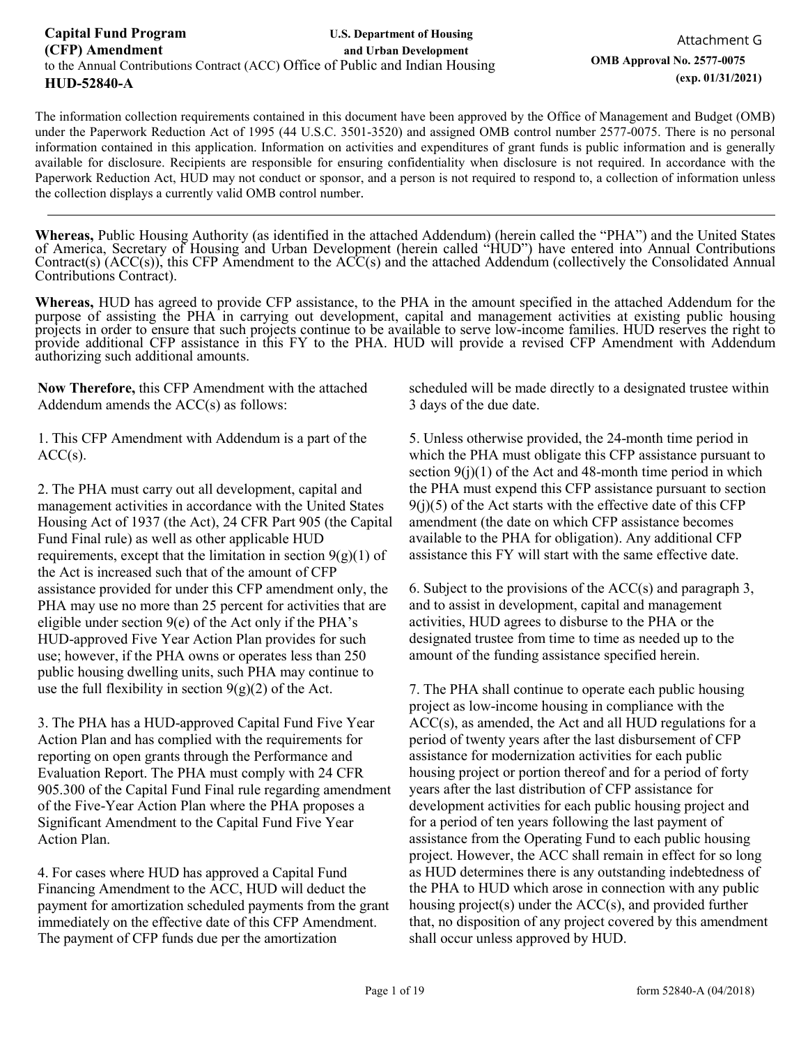**Capital Fund Program (CFP) Amendment**
to the Annual Contributions Contract (ACC)
**HUD-52840-A**

**U.S. Department of Housing and Urban Development**
Office of Public and Indian Housing

Attachment G

**OMB Approval No. 2577-0075**
**(exp. 01/31/2021)**

The information collection requirements contained in this document have been approved by the Office of Management and Budget (OMB) under the Paperwork Reduction Act of 1995 (44 U.S.C. 3501-3520) and assigned OMB control number 2577-0075. There is no personal information contained in this application. Information on activities and expenditures of grant funds is public information and is generally available for disclosure. Recipients are responsible for ensuring confidentiality when disclosure is not required. In accordance with the Paperwork Reduction Act, HUD may not conduct or sponsor, and a person is not required to respond to, a collection of information unless the collection displays a currently valid OMB control number.

---

**Whereas,** Public Housing Authority (as identified in the attached Addendum) (herein called the "PHA") and the United States of America, Secretary of Housing and Urban Development (herein called "HUD") have entered into Annual Contributions Contract(s) (ACC(s)), this CFP Amendment to the ACC(s) and the attached Addendum (collectively the Consolidated Annual Contributions Contract).

**Whereas,** HUD has agreed to provide CFP assistance, to the PHA in the amount specified in the attached Addendum for the purpose of assisting the PHA in carrying out development, capital and management activities at existing public housing projects in order to ensure that such projects continue to be available to serve low-income families. HUD reserves the right to provide additional CFP assistance in this FY to the PHA. HUD will provide a revised CFP Amendment with Addendum authorizing such additional amounts.

**Now Therefore,** this CFP Amendment with the attached Addendum amends the ACC(s) as follows:

1. This CFP Amendment with Addendum is a part of the ACC(s).

2. The PHA must carry out all development, capital and management activities in accordance with the United States Housing Act of 1937 (the Act), 24 CFR Part 905 (the Capital Fund Final rule) as well as other applicable HUD requirements, except that the limitation in section 9(g)(1) of the Act is increased such that of the amount of CFP assistance provided for under this CFP amendment only, the PHA may use no more than 25 percent for activities that are eligible under section 9(e) of the Act only if the PHA's HUD-approved Five Year Action Plan provides for such use; however, if the PHA owns or operates less than 250 public housing dwelling units, such PHA may continue to use the full flexibility in section 9(g)(2) of the Act.

3. The PHA has a HUD-approved Capital Fund Five Year Action Plan and has complied with the requirements for reporting on open grants through the Performance and Evaluation Report. The PHA must comply with 24 CFR 905.300 of the Capital Fund Final rule regarding amendment of the Five-Year Action Plan where the PHA proposes a Significant Amendment to the Capital Fund Five Year Action Plan.

4. For cases where HUD has approved a Capital Fund Financing Amendment to the ACC, HUD will deduct the payment for amortization scheduled payments from the grant immediately on the effective date of this CFP Amendment. The payment of CFP funds due per the amortization scheduled will be made directly to a designated trustee within 3 days of the due date.

5. Unless otherwise provided, the 24-month time period in which the PHA must obligate this CFP assistance pursuant to section 9(j)(1) of the Act and 48-month time period in which the PHA must expend this CFP assistance pursuant to section 9(j)(5) of the Act starts with the effective date of this CFP amendment (the date on which CFP assistance becomes available to the PHA for obligation). Any additional CFP assistance this FY will start with the same effective date.

6. Subject to the provisions of the ACC(s) and paragraph 3, and to assist in development, capital and management activities, HUD agrees to disburse to the PHA or the designated trustee from time to time as needed up to the amount of the funding assistance specified herein.

7. The PHA shall continue to operate each public housing project as low-income housing in compliance with the ACC(s), as amended, the Act and all HUD regulations for a period of twenty years after the last disbursement of CFP assistance for modernization activities for each public housing project or portion thereof and for a period of forty years after the last distribution of CFP assistance for development activities for each public housing project and for a period of ten years following the last payment of assistance from the Operating Fund to each public housing project. However, the ACC shall remain in effect for so long as HUD determines there is any outstanding indebtedness of the PHA to HUD which arose in connection with any public housing project(s) under the ACC(s), and provided further that, no disposition of any project covered by this amendment shall occur unless approved by HUD.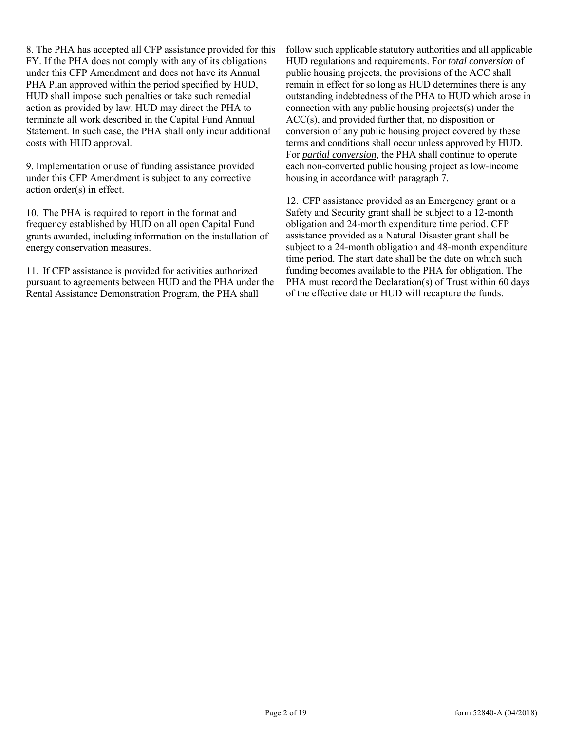8. The PHA has accepted all CFP assistance provided for this FY. If the PHA does not comply with any of its obligations under this CFP Amendment and does not have its Annual PHA Plan approved within the period specified by HUD, HUD shall impose such penalties or take such remedial action as provided by law. HUD may direct the PHA to terminate all work described in the Capital Fund Annual Statement. In such case, the PHA shall only incur additional costs with HUD approval.

9. Implementation or use of funding assistance provided under this CFP Amendment is subject to any corrective action order(s) in effect.

10. The PHA is required to report in the format and frequency established by HUD on all open Capital Fund grants awarded, including information on the installation of energy conservation measures.

11. If CFP assistance is provided for activities authorized pursuant to agreements between HUD and the PHA under the Rental Assistance Demonstration Program, the PHA shall follow such applicable statutory authorities and all applicable HUD regulations and requirements. For *total conversion* of public housing projects, the provisions of the ACC shall remain in effect for so long as HUD determines there is any outstanding indebtedness of the PHA to HUD which arose in connection with any public housing projects(s) under the ACC(s), and provided further that, no disposition or conversion of any public housing project covered by these terms and conditions shall occur unless approved by HUD. For *partial conversion*, the PHA shall continue to operate each non-converted public housing project as low-income housing in accordance with paragraph 7.

12. CFP assistance provided as an Emergency grant or a Safety and Security grant shall be subject to a 12-month obligation and 24-month expenditure time period. CFP assistance provided as a Natural Disaster grant shall be subject to a 24-month obligation and 48-month expenditure time period. The start date shall be the date on which such funding becomes available to the PHA for obligation. The PHA must record the Declaration(s) of Trust within 60 days of the effective date or HUD will recapture the funds.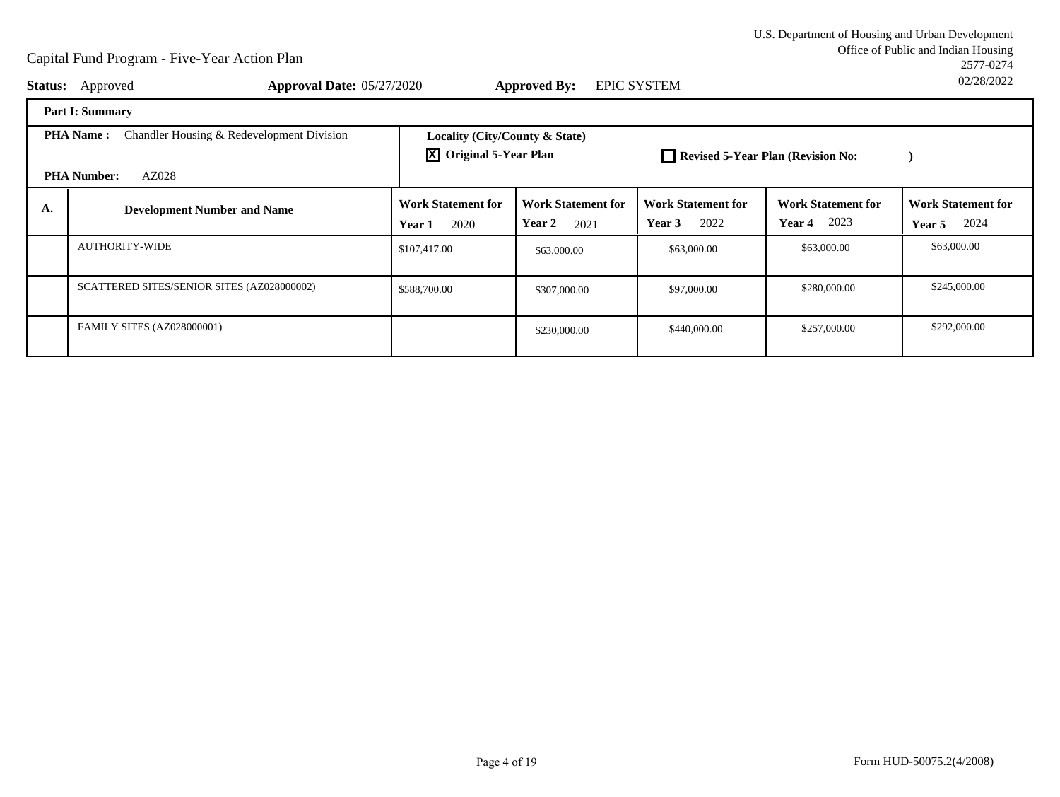U.S. Department of Housing and Urban Development
Office of Public and Indian Housing
2577-0274
02/28/2022

# Capital Fund Program - Five-Year Action Plan

**Status:** Approved **Approval Date:** 05/27/2020 **Approved By:** EPIC SYSTEM

**Part I: Summary**

**PHA Name :** Chandler Housing & Redevelopment Division

**PHA Number:** AZ028

**Locality (City/County & State)**

☒ **Original 5-Year Plan** ☐ **Revised 5-Year Plan (Revision No: )**

| A. | Development Number and Name | Work Statement for Year 1 2020 | Work Statement for Year 2 2021 | Work Statement for Year 3 2022 | Work Statement for Year 4 2023 | Work Statement for Year 5 2024 |
|---|---|---|---|---|---|---|
| | AUTHORITY-WIDE | $107,417.00 | $63,000.00 | $63,000.00 | $63,000.00 | $63,000.00 |
| | SCATTERED SITES/SENIOR SITES (AZ028000002) | $588,700.00 | $307,000.00 | $97,000.00 | $280,000.00 | $245,000.00 |
| | FAMILY SITES (AZ028000001) | | $230,000.00 | $440,000.00 | $257,000.00 | $292,000.00 |

Form HUD-50075.2(4/2008)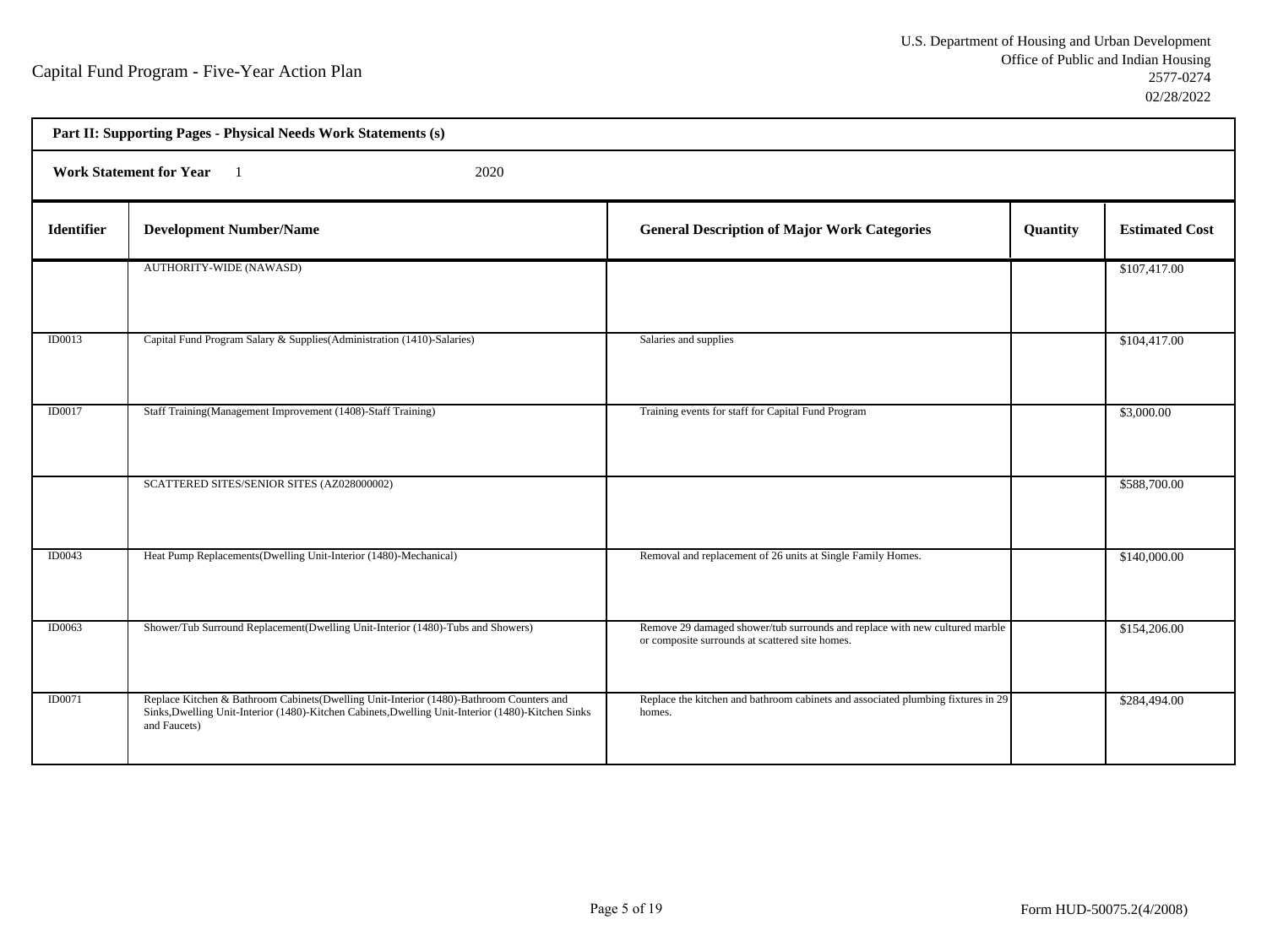Capital Fund Program - Five-Year Action Plan

U.S. Department of Housing and Urban Development
Office of Public and Indian Housing
2577-0274
02/28/2022

**Part II: Supporting Pages - Physical Needs Work Statements (s)**

**Work Statement for Year** 1 2020

| Identifier | Development Number/Name | General Description of Major Work Categories | Quantity | Estimated Cost |
|---|---|---|---|---|
| | AUTHORITY-WIDE (NAWASD) | | | $107,417.00 |
| ID0013 | Capital Fund Program Salary & Supplies(Administration (1410)-Salaries) | Salaries and supplies | | $104,417.00 |
| ID0017 | Staff Training(Management Improvement (1408)-Staff Training) | Training events for staff for Capital Fund Program | | $3,000.00 |
| | SCATTERED SITES/SENIOR SITES (AZ028000002) | | | $588,700.00 |
| ID0043 | Heat Pump Replacements(Dwelling Unit-Interior (1480)-Mechanical) | Removal and replacement of 26 units at Single Family Homes. | | $140,000.00 |
| ID0063 | Shower/Tub Surround Replacement(Dwelling Unit-Interior (1480)-Tubs and Showers) | Remove 29 damaged shower/tub surrounds and replace with new cultured marble or composite surrounds at scattered site homes. | | $154,206.00 |
| ID0071 | Replace Kitchen & Bathroom Cabinets(Dwelling Unit-Interior (1480)-Bathroom Counters and Sinks,Dwelling Unit-Interior (1480)-Kitchen Cabinets,Dwelling Unit-Interior (1480)-Kitchen Sinks and Faucets) | Replace the kitchen and bathroom cabinets and associated plumbing fixtures in 29 homes. | | $284,494.00 |

Form HUD-50075.2(4/2008)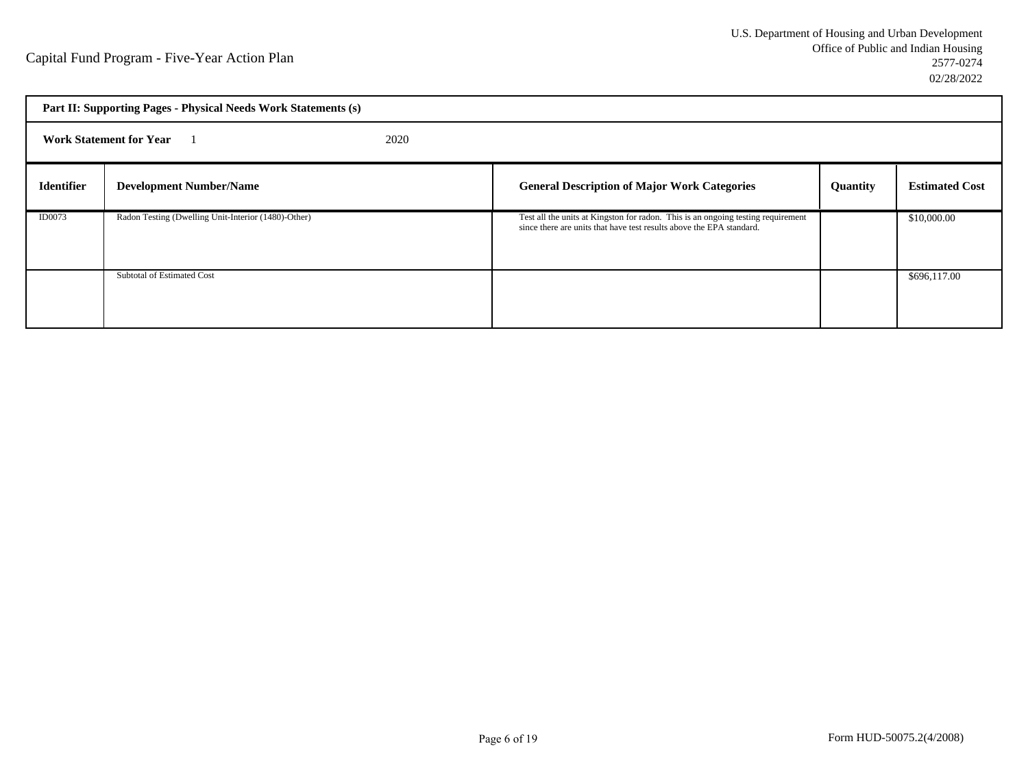Capital Fund Program - Five-Year Action Plan

U.S. Department of Housing and Urban Development
Office of Public and Indian Housing
2577-0274
02/28/2022

**Part II: Supporting Pages - Physical Needs Work Statements (s)**

**Work Statement for Year** 1 2020

| Identifier | Development Number/Name | General Description of Major Work Categories | Quantity | Estimated Cost |
|---|---|---|---|---|
| ID0073 | Radon Testing (Dwelling Unit-Interior (1480)-Other) | Test all the units at Kingston for radon. This is an ongoing testing requirement since there are units that have test results above the EPA standard. | | $10,000.00 |
| | Subtotal of Estimated Cost | | | $696,117.00 |

Form HUD-50075.2(4/2008)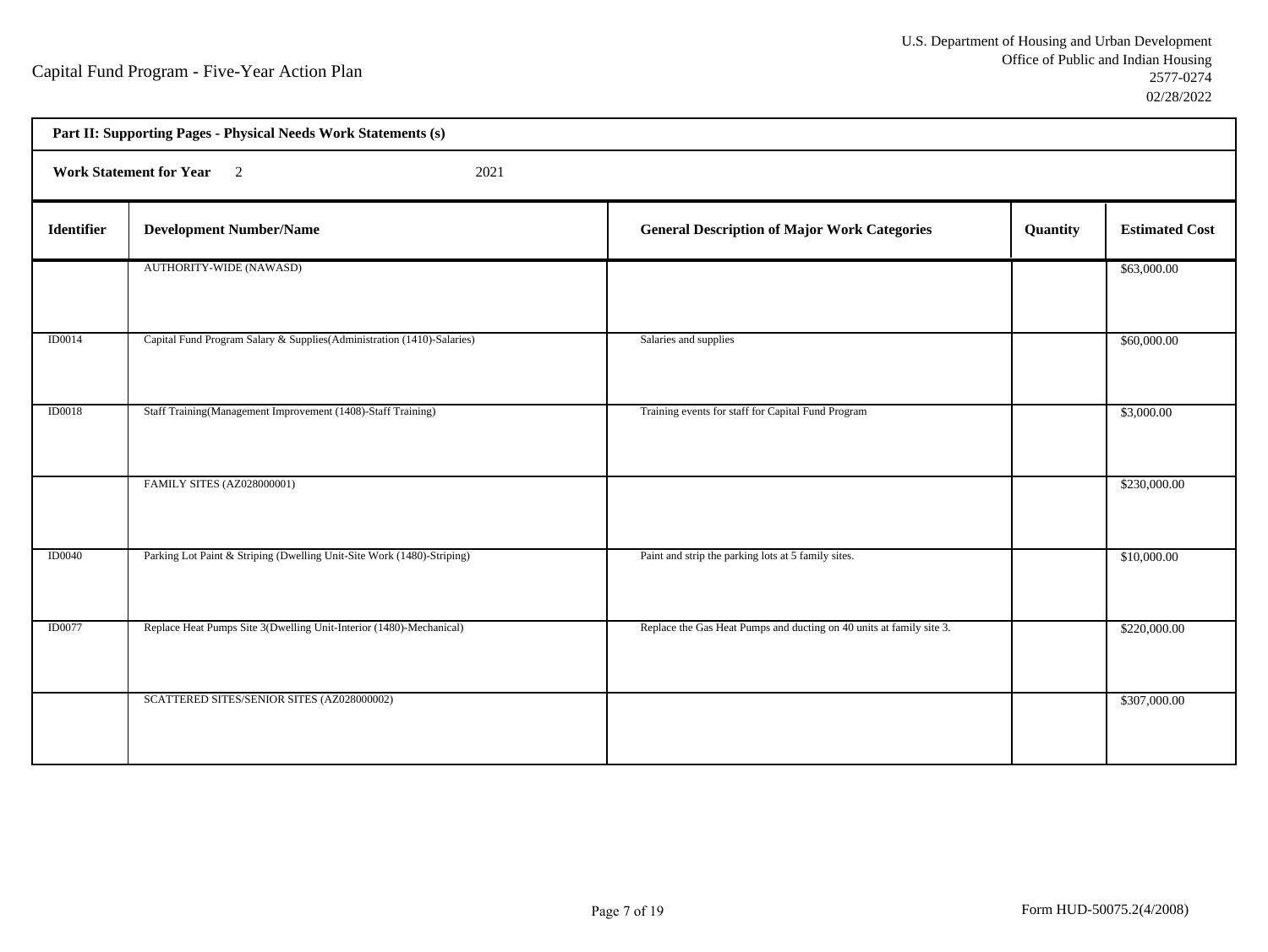Capital Fund Program - Five-Year Action Plan

U.S. Department of Housing and Urban Development
Office of Public and Indian Housing
2577-0274
02/28/2022

**Part II: Supporting Pages - Physical Needs Work Statements (s)**

**Work Statement for Year** 2 2021

| Identifier | Development Number/Name | General Description of Major Work Categories | Quantity | Estimated Cost |
|---|---|---|---|---|
| | AUTHORITY-WIDE (NAWASD) | | | $63,000.00 |
| ID0014 | Capital Fund Program Salary & Supplies(Administration (1410)-Salaries) | Salaries and supplies | | $60,000.00 |
| ID0018 | Staff Training(Management Improvement (1408)-Staff Training) | Training events for staff for Capital Fund Program | | $3,000.00 |
| | FAMILY SITES (AZ028000001) | | | $230,000.00 |
| ID0040 | Parking Lot Paint & Striping (Dwelling Unit-Site Work (1480)-Striping) | Paint and strip the parking lots at 5 family sites. | | $10,000.00 |
| ID0077 | Replace Heat Pumps Site 3(Dwelling Unit-Interior (1480)-Mechanical) | Replace the Gas Heat Pumps and ducting on 40 units at family site 3. | | $220,000.00 |
| | SCATTERED SITES/SENIOR SITES (AZ028000002) | | | $307,000.00 |

Form HUD-50075.2(4/2008)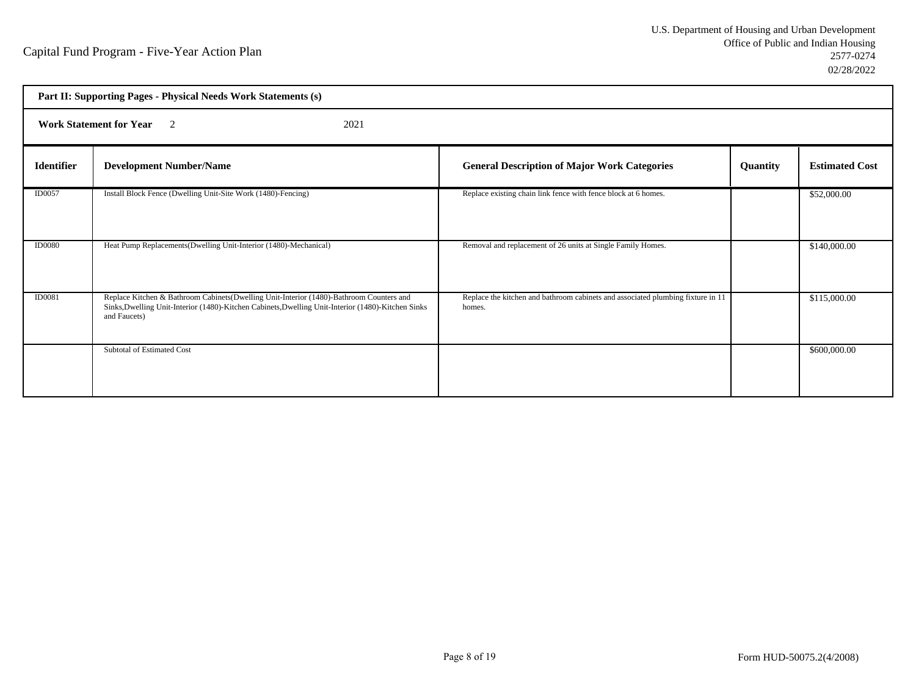Capital Fund Program - Five-Year Action Plan

U.S. Department of Housing and Urban Development
Office of Public and Indian Housing
2577-0274
02/28/2022

**Part II: Supporting Pages - Physical Needs Work Statements (s)**

**Work Statement for Year** 2 2021

| Identifier | Development Number/Name | General Description of Major Work Categories | Quantity | Estimated Cost |
|---|---|---|---|---|
| ID0057 | Install Block Fence (Dwelling Unit-Site Work (1480)-Fencing) | Replace existing chain link fence with fence block at 6 homes. | | $52,000.00 |
| ID0080 | Heat Pump Replacements(Dwelling Unit-Interior (1480)-Mechanical) | Removal and replacement of 26 units at Single Family Homes. | | $140,000.00 |
| ID0081 | Replace Kitchen & Bathroom Cabinets(Dwelling Unit-Interior (1480)-Bathroom Counters and Sinks,Dwelling Unit-Interior (1480)-Kitchen Cabinets,Dwelling Unit-Interior (1480)-Kitchen Sinks and Faucets) | Replace the kitchen and bathroom cabinets and associated plumbing fixture in 11 homes. | | $115,000.00 |
| | Subtotal of Estimated Cost | | | $600,000.00 |

Form HUD-50075.2(4/2008)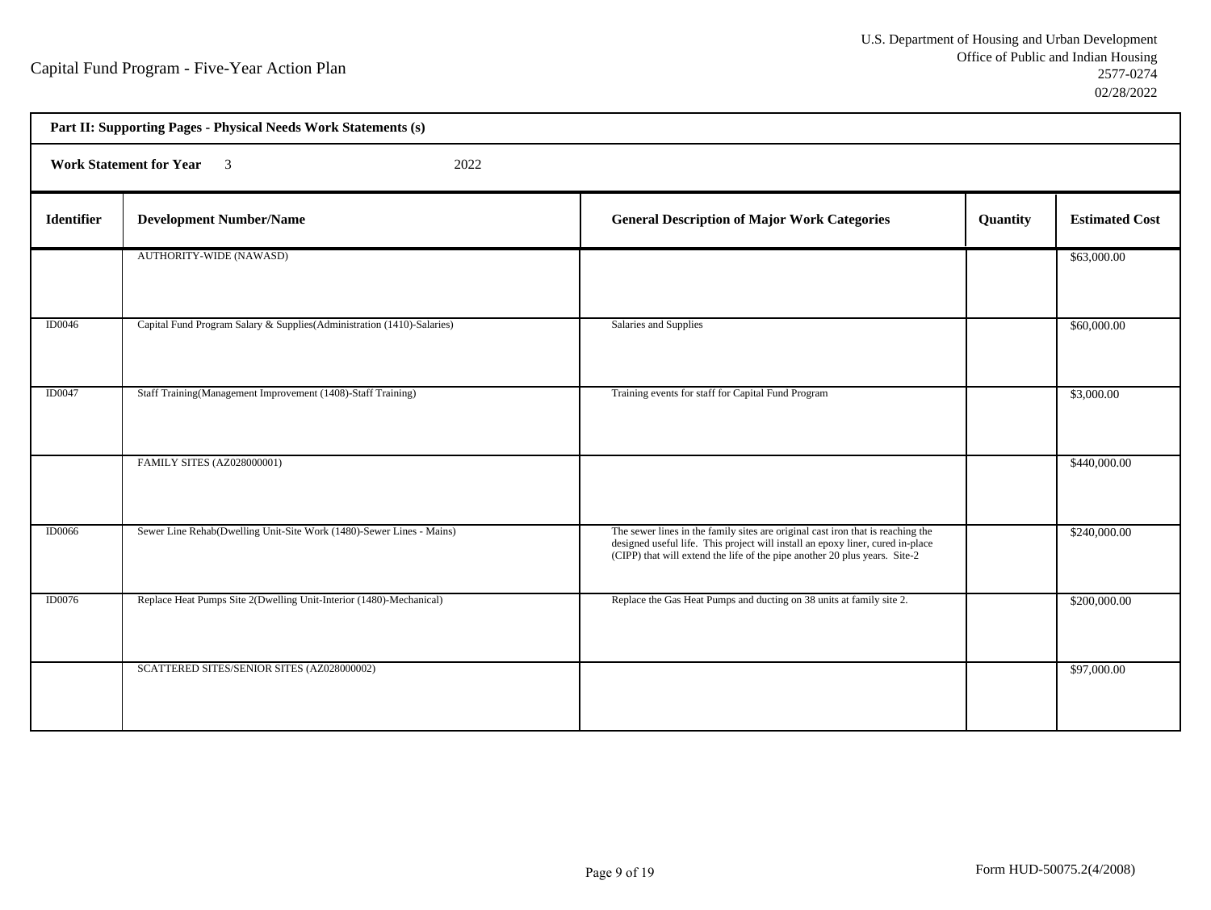Capital Fund Program - Five-Year Action Plan

U.S. Department of Housing and Urban Development
Office of Public and Indian Housing
2577-0274
02/28/2022

**Part II: Supporting Pages - Physical Needs Work Statements (s)**

**Work Statement for Year** 3 2022

| Identifier | Development Number/Name | General Description of Major Work Categories | Quantity | Estimated Cost |
|---|---|---|---|---|
| | AUTHORITY-WIDE (NAWASD) | | | $63,000.00 |
| ID0046 | Capital Fund Program Salary & Supplies(Administration (1410)-Salaries) | Salaries and Supplies | | $60,000.00 |
| ID0047 | Staff Training(Management Improvement (1408)-Staff Training) | Training events for staff for Capital Fund Program | | $3,000.00 |
| | FAMILY SITES (AZ028000001) | | | $440,000.00 |
| ID0066 | Sewer Line Rehab(Dwelling Unit-Site Work (1480)-Sewer Lines - Mains) | The sewer lines in the family sites are original cast iron that is reaching the designed useful life. This project will install an epoxy liner, cured in-place (CIPP) that will extend the life of the pipe another 20 plus years. Site-2 | | $240,000.00 |
| ID0076 | Replace Heat Pumps Site 2(Dwelling Unit-Interior (1480)-Mechanical) | Replace the Gas Heat Pumps and ducting on 38 units at family site 2. | | $200,000.00 |
| | SCATTERED SITES/SENIOR SITES (AZ028000002) | | | $97,000.00 |

Form HUD-50075.2(4/2008)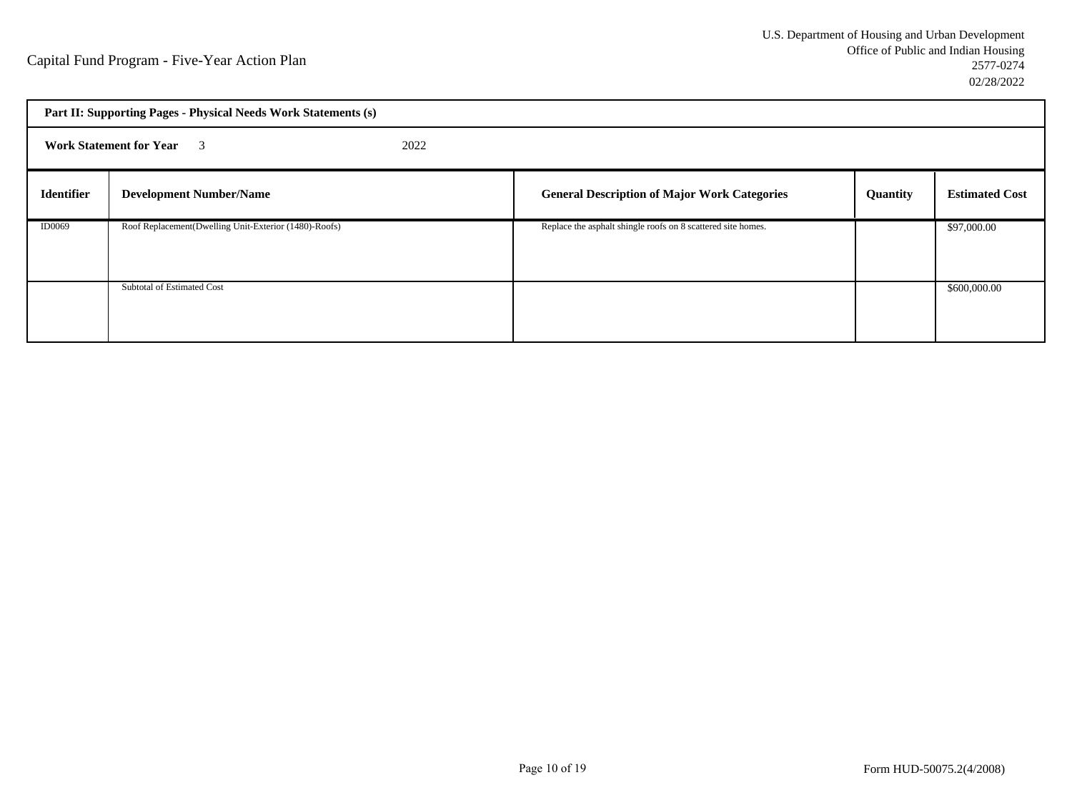Capital Fund Program - Five-Year Action Plan

U.S. Department of Housing and Urban Development
Office of Public and Indian Housing
2577-0274
02/28/2022

**Part II: Supporting Pages - Physical Needs Work Statements (s)**

**Work Statement for Year** 3 2022

| Identifier | Development Number/Name | General Description of Major Work Categories | Quantity | Estimated Cost |
|---|---|---|---|---|
| ID0069 | Roof Replacement(Dwelling Unit-Exterior (1480)-Roofs) | Replace the asphalt shingle roofs on 8 scattered site homes. | | $97,000.00 |
| | Subtotal of Estimated Cost | | | $600,000.00 |

Form HUD-50075.2(4/2008)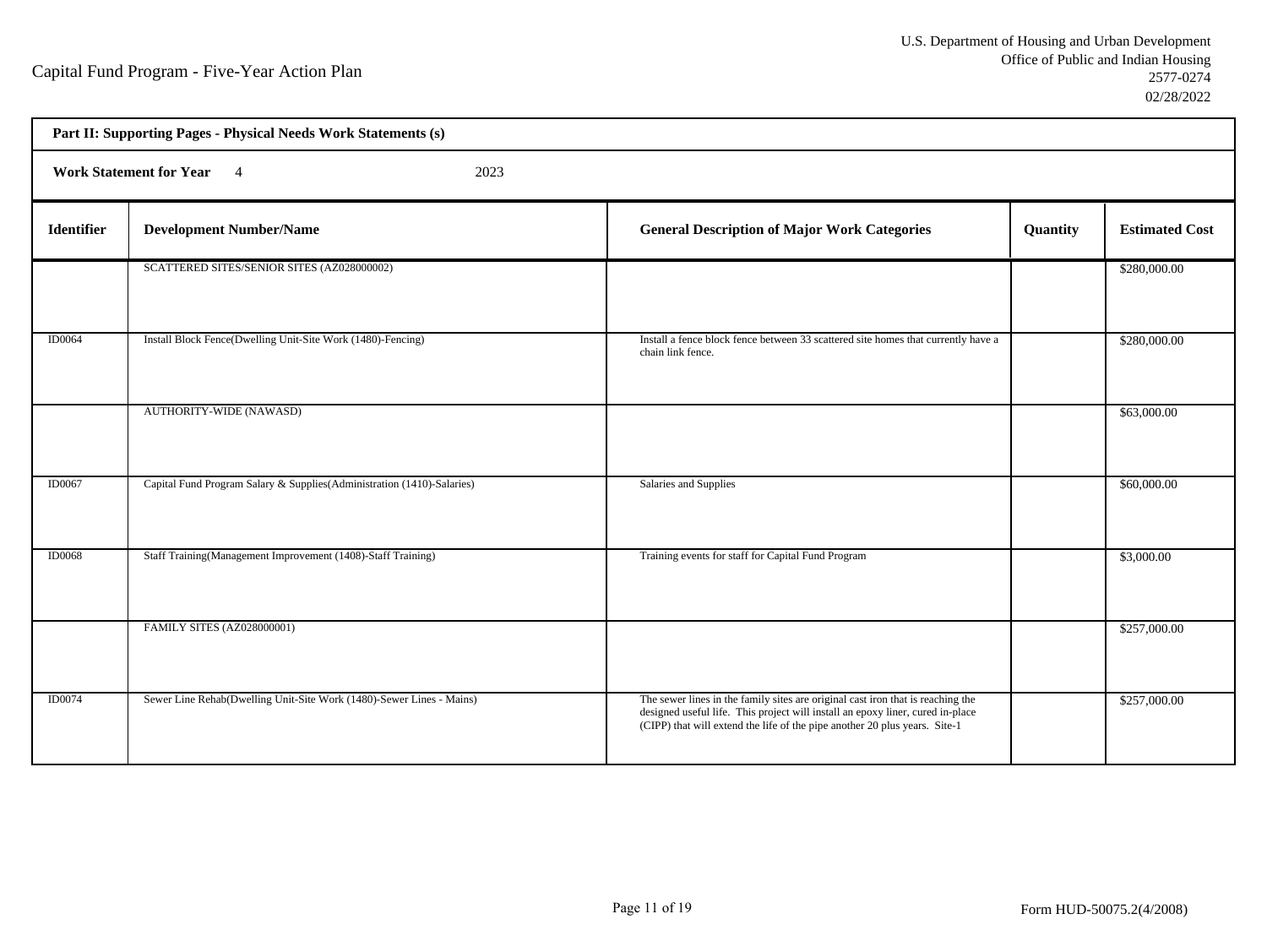Capital Fund Program - Five-Year Action Plan

U.S. Department of Housing and Urban Development
Office of Public and Indian Housing
2577-0274
02/28/2022

**Part II: Supporting Pages - Physical Needs Work Statements (s)**

**Work Statement for Year** 4 2023

| Identifier | Development Number/Name | General Description of Major Work Categories | Quantity | Estimated Cost |
|---|---|---|---|---|
| | SCATTERED SITES/SENIOR SITES (AZ028000002) | | | $280,000.00 |
| ID0064 | Install Block Fence(Dwelling Unit-Site Work (1480)-Fencing) | Install a fence block fence between 33 scattered site homes that currently have a chain link fence. | | $280,000.00 |
| | AUTHORITY-WIDE (NAWASD) | | | $63,000.00 |
| ID0067 | Capital Fund Program Salary & Supplies(Administration (1410)-Salaries) | Salaries and Supplies | | $60,000.00 |
| ID0068 | Staff Training(Management Improvement (1408)-Staff Training) | Training events for staff for Capital Fund Program | | $3,000.00 |
| | FAMILY SITES (AZ028000001) | | | $257,000.00 |
| ID0074 | Sewer Line Rehab(Dwelling Unit-Site Work (1480)-Sewer Lines - Mains) | The sewer lines in the family sites are original cast iron that is reaching the designed useful life. This project will install an epoxy liner, cured in-place (CIPP) that will extend the life of the pipe another 20 plus years. Site-1 | | $257,000.00 |

Form HUD-50075.2(4/2008)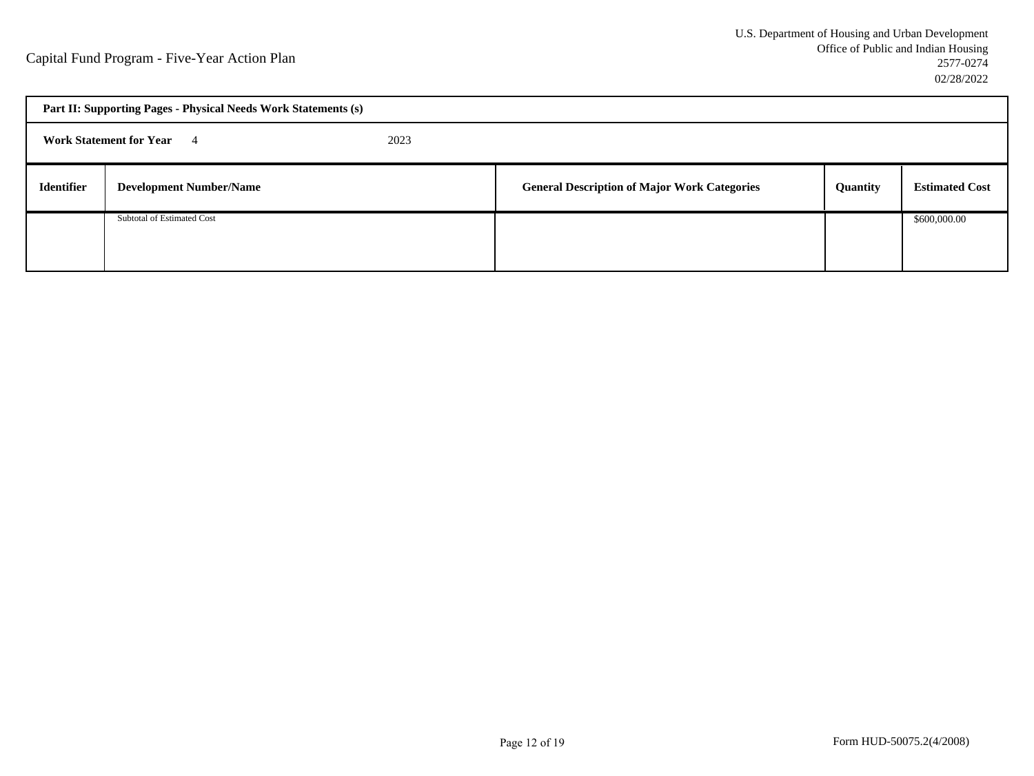Capital Fund Program - Five-Year Action Plan

U.S. Department of Housing and Urban Development
Office of Public and Indian Housing
2577-0274
02/28/2022

**Part II: Supporting Pages - Physical Needs Work Statements (s)**

**Work Statement for Year** 4 2023

| **Identifier** | **Development Number/Name** | **General Description of Major Work Categories** | **Quantity** | **Estimated Cost** |
|---|---|---|---|---|
| | Subtotal of Estimated Cost | | | $600,000.00 |

Form HUD-50075.2(4/2008)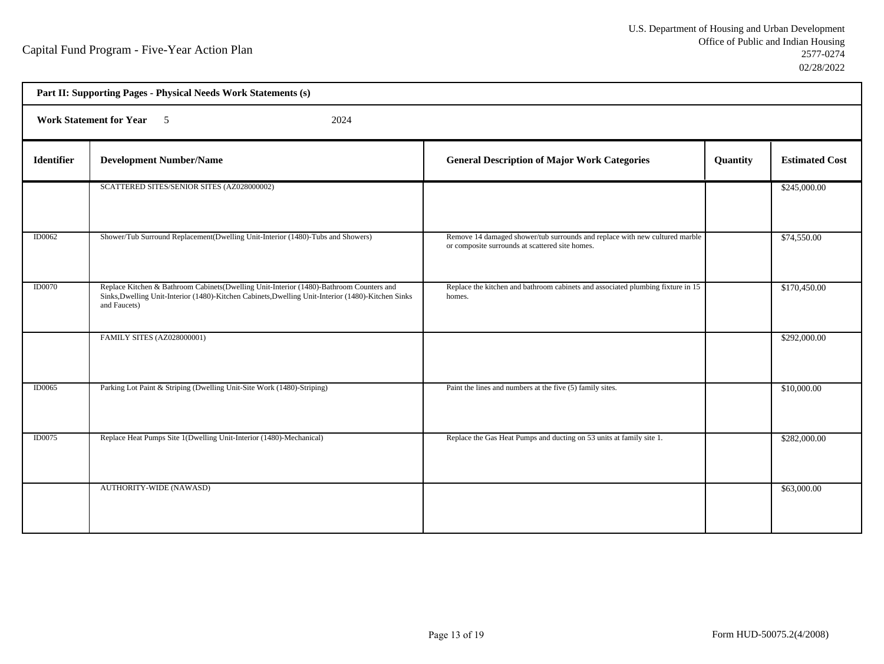Capital Fund Program - Five-Year Action Plan

U.S. Department of Housing and Urban Development
Office of Public and Indian Housing
2577-0274
02/28/2022

**Part II: Supporting Pages - Physical Needs Work Statements (s)**

**Work Statement for Year** 5 2024

| Identifier | Development Number/Name | General Description of Major Work Categories | Quantity | Estimated Cost |
|---|---|---|---|---|
| | SCATTERED SITES/SENIOR SITES (AZ028000002) | | | $245,000.00 |
| ID0062 | Shower/Tub Surround Replacement(Dwelling Unit-Interior (1480)-Tubs and Showers) | Remove 14 damaged shower/tub surrounds and replace with new cultured marble or composite surrounds at scattered site homes. | | $74,550.00 |
| ID0070 | Replace Kitchen & Bathroom Cabinets(Dwelling Unit-Interior (1480)-Bathroom Counters and Sinks,Dwelling Unit-Interior (1480)-Kitchen Cabinets,Dwelling Unit-Interior (1480)-Kitchen Sinks and Faucets) | Replace the kitchen and bathroom cabinets and associated plumbing fixture in 15 homes. | | $170,450.00 |
| | FAMILY SITES (AZ028000001) | | | $292,000.00 |
| ID0065 | Parking Lot Paint & Striping (Dwelling Unit-Site Work (1480)-Striping) | Paint the lines and numbers at the five (5) family sites. | | $10,000.00 |
| ID0075 | Replace Heat Pumps Site 1(Dwelling Unit-Interior (1480)-Mechanical) | Replace the Gas Heat Pumps and ducting on 53 units at family site 1. | | $282,000.00 |
| | AUTHORITY-WIDE (NAWASD) | | | $63,000.00 |

Form HUD-50075.2(4/2008)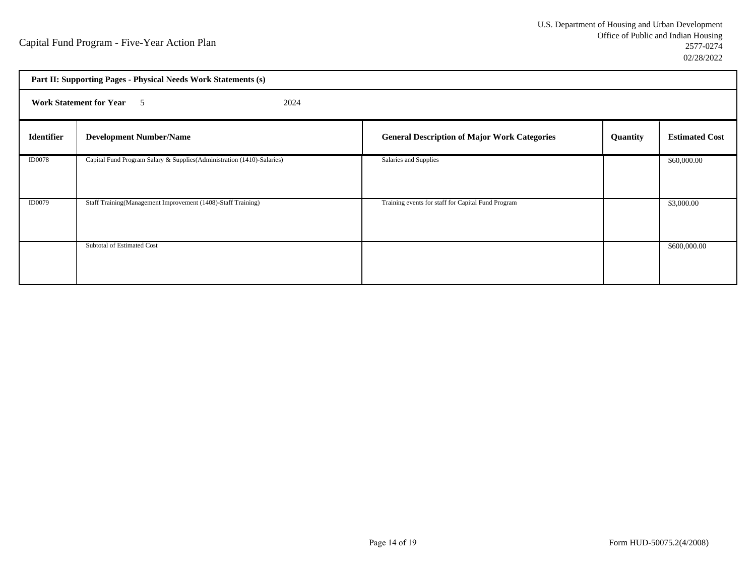Capital Fund Program - Five-Year Action Plan

U.S. Department of Housing and Urban Development
Office of Public and Indian Housing
2577-0274
02/28/2022

**Part II: Supporting Pages - Physical Needs Work Statements (s)**

**Work Statement for Year** 5 2024

| Identifier | Development Number/Name | General Description of Major Work Categories | Quantity | Estimated Cost |
|---|---|---|---|---|
| ID0078 | Capital Fund Program Salary & Supplies(Administration (1410)-Salaries) | Salaries and Supplies | | $60,000.00 |
| ID0079 | Staff Training(Management Improvement (1408)-Staff Training) | Training events for staff for Capital Fund Program | | $3,000.00 |
| | Subtotal of Estimated Cost | | | $600,000.00 |

Form HUD-50075.2(4/2008)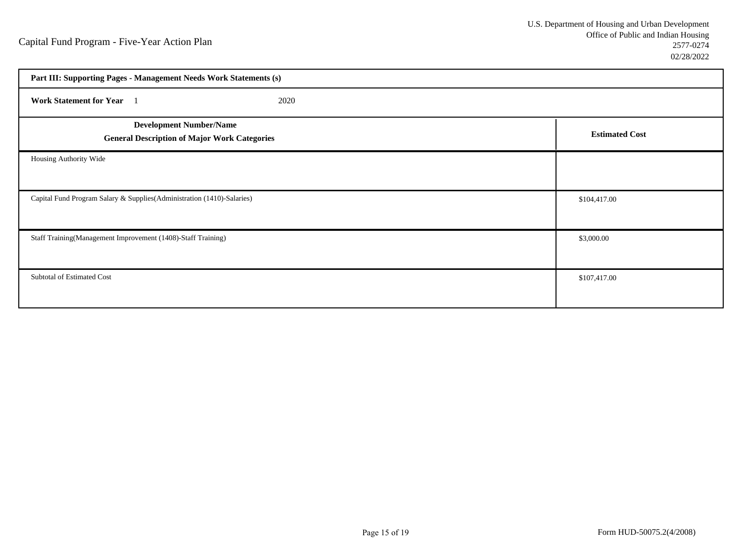Capital Fund Program - Five-Year Action Plan

U.S. Department of Housing and Urban Development
Office of Public and Indian Housing
2577-0274
02/28/2022

**Part III: Supporting Pages - Management Needs Work Statements (s)**

**Work Statement for Year** 1 2020

| **Development Number/Name**<br>**General Description of Major Work Categories** | **Estimated Cost** |
|---|---|
| Housing Authority Wide | |
| Capital Fund Program Salary & Supplies(Administration (1410)-Salaries) | $104,417.00 |
| Staff Training(Management Improvement (1408)-Staff Training) | $3,000.00 |
| Subtotal of Estimated Cost | $107,417.00 |

Form HUD-50075.2(4/2008)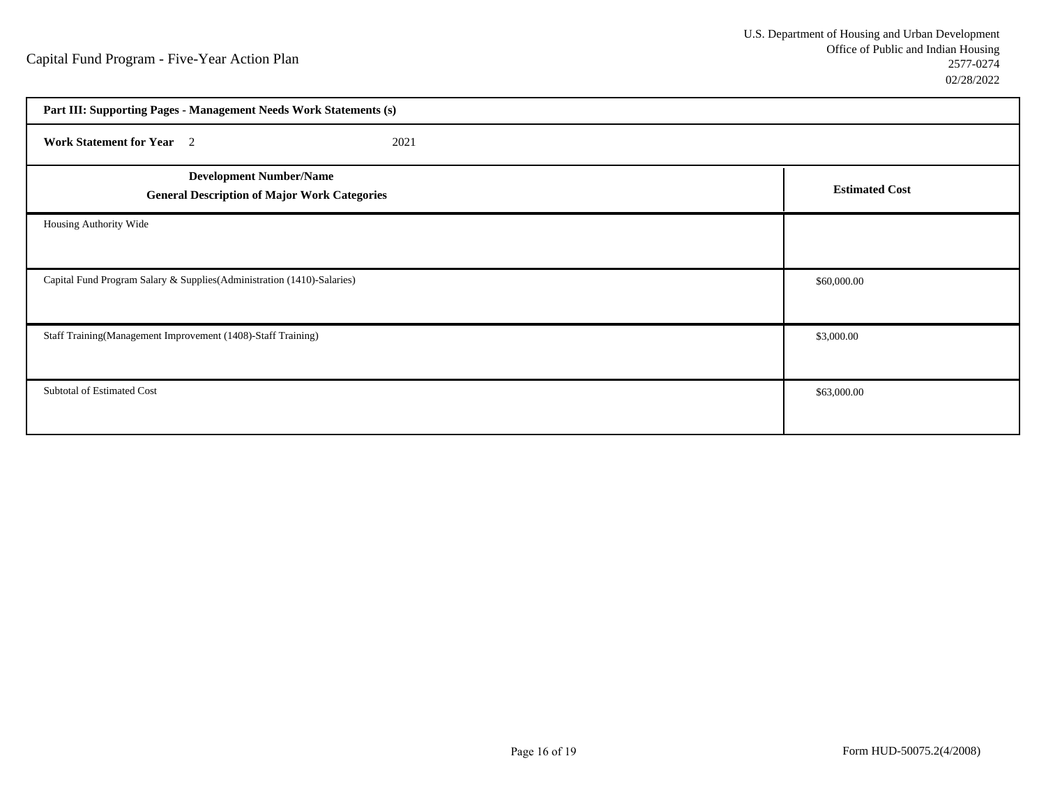Capital Fund Program - Five-Year Action Plan

U.S. Department of Housing and Urban Development
Office of Public and Indian Housing
2577-0274
02/28/2022

| **Part III: Supporting Pages - Management Needs Work Statements (s)** | |
|---|---|
| **Work Statement for Year** 2 &nbsp;&nbsp;&nbsp;&nbsp; 2021 | |
| **Development Number/Name**<br>**General Description of Major Work Categories** | **Estimated Cost** |
| Housing Authority Wide | |
| Capital Fund Program Salary & Supplies(Administration (1410)-Salaries) | $60,000.00 |
| Staff Training(Management Improvement (1408)-Staff Training) | $3,000.00 |
| Subtotal of Estimated Cost | $63,000.00 |

Form HUD-50075.2(4/2008)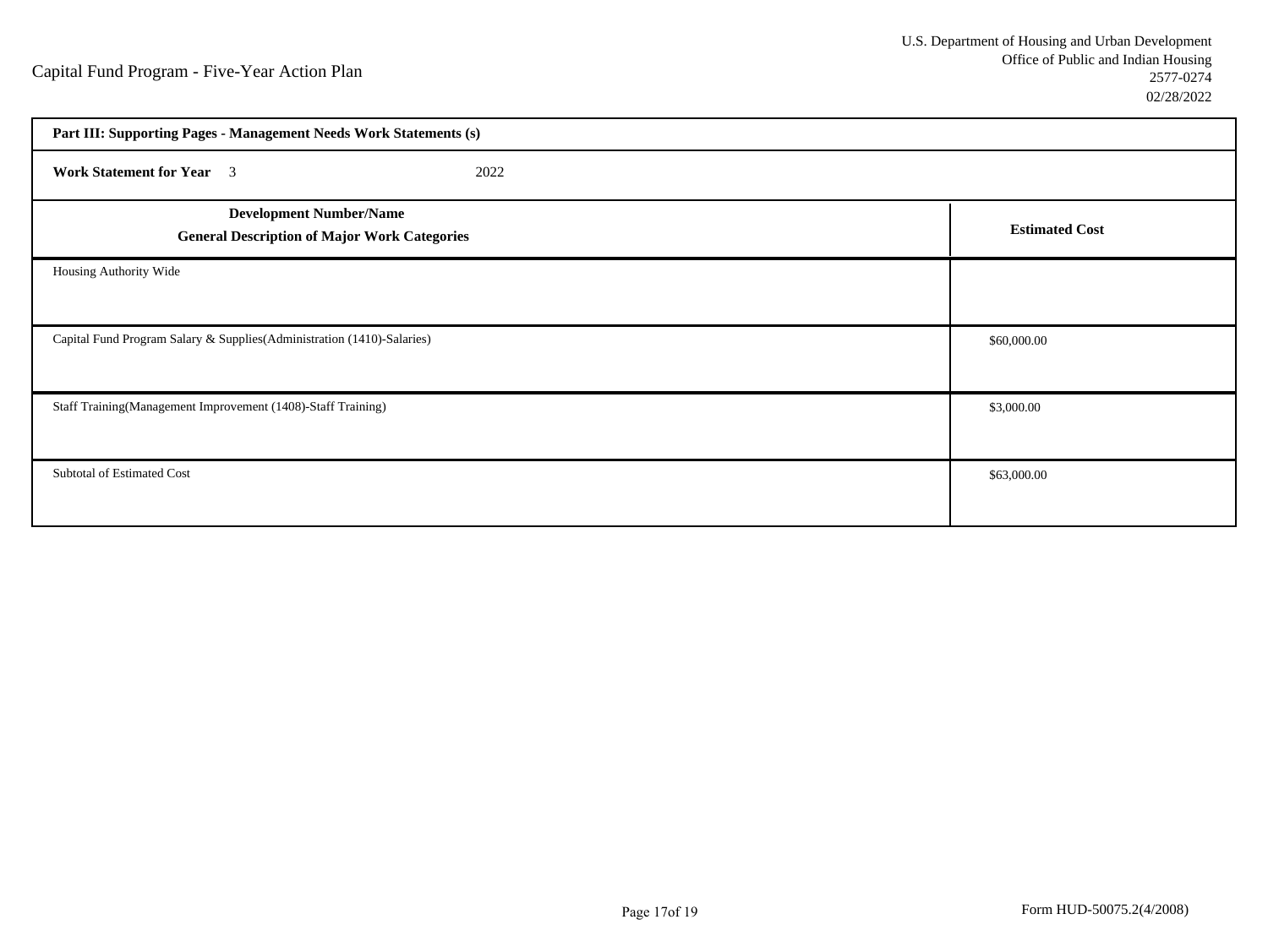Capital Fund Program - Five-Year Action Plan

U.S. Department of Housing and Urban Development
Office of Public and Indian Housing
2577-0274
02/28/2022

| **Part III: Supporting Pages - Management Needs Work Statements (s)** | |
|---|---|
| **Work Statement for Year** 3 2022 | |
| **Development Number/Name**<br>**General Description of Major Work Categories** | **Estimated Cost** |
| Housing Authority Wide | |
| Capital Fund Program Salary & Supplies(Administration (1410)-Salaries) | $60,000.00 |
| Staff Training(Management Improvement (1408)-Staff Training) | $3,000.00 |
| Subtotal of Estimated Cost | $63,000.00 |

Form HUD-50075.2(4/2008)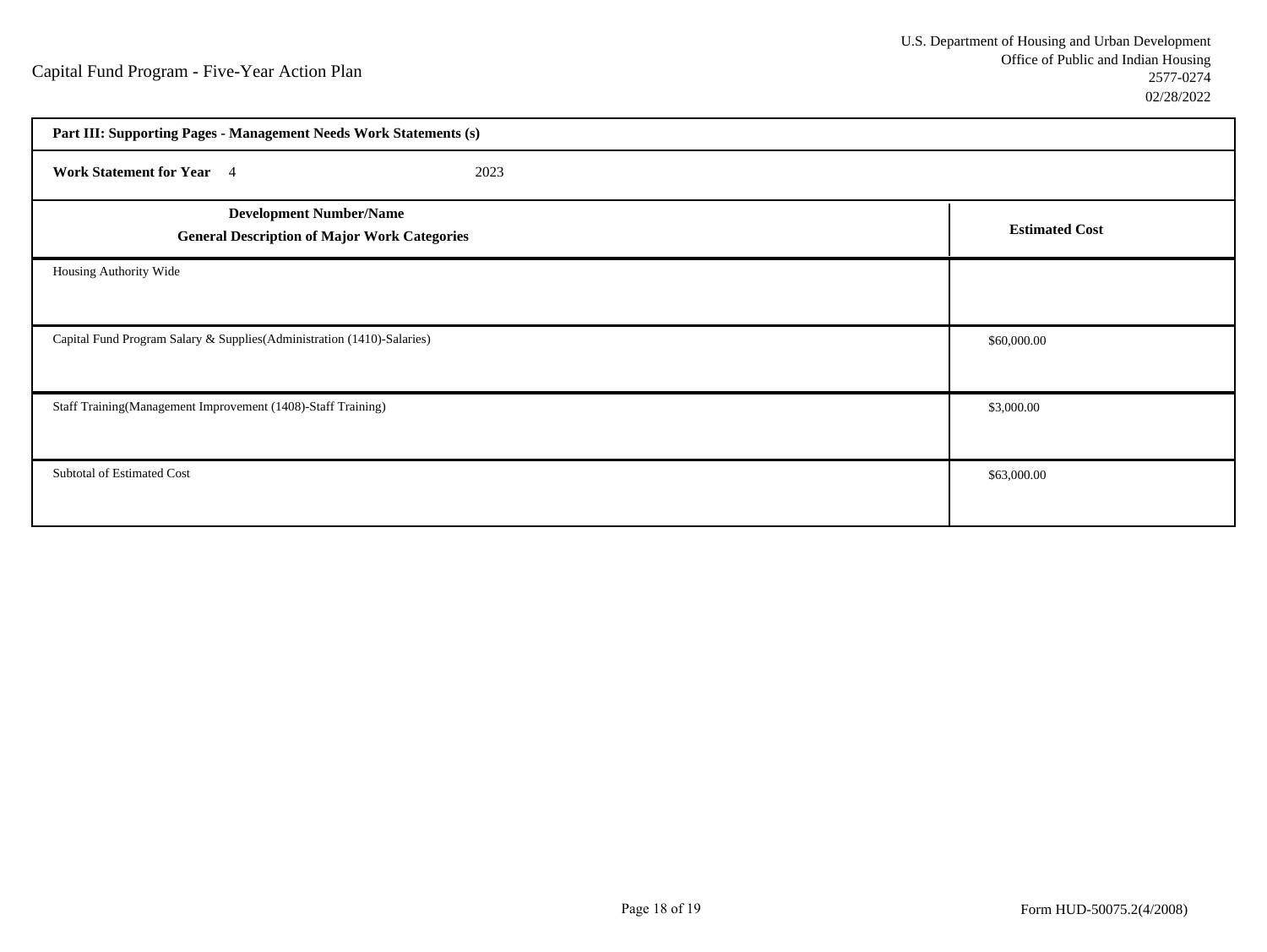Capital Fund Program - Five-Year Action Plan

U.S. Department of Housing and Urban Development
Office of Public and Indian Housing
2577-0274
02/28/2022

| **Part III: Supporting Pages - Management Needs Work Statements (s)** | |
|---|---|
| **Work Statement for Year** 4 2023 | |
| **Development Number/Name** **General Description of Major Work Categories** | **Estimated Cost** |
| Housing Authority Wide | |
| Capital Fund Program Salary & Supplies(Administration (1410)-Salaries) | $60,000.00 |
| Staff Training(Management Improvement (1408)-Staff Training) | $3,000.00 |
| Subtotal of Estimated Cost | $63,000.00 |

Form HUD-50075.2(4/2008)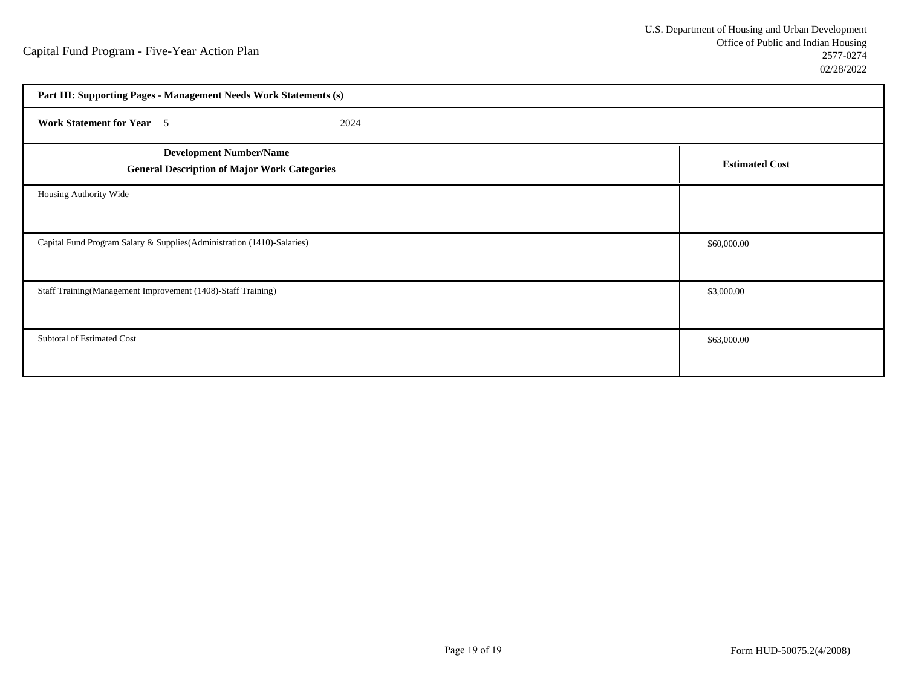Capital Fund Program - Five-Year Action Plan

U.S. Department of Housing and Urban Development
Office of Public and Indian Housing
2577-0274
02/28/2022

| **Part III: Supporting Pages - Management Needs Work Statements (s)** | |
|---|---|
| **Work Statement for Year** 5 2024 | |
| **Development Number/Name**<br>**General Description of Major Work Categories** | **Estimated Cost** |
| Housing Authority Wide | |
| Capital Fund Program Salary & Supplies(Administration (1410)-Salaries) | $60,000.00 |
| Staff Training(Management Improvement (1408)-Staff Training) | $3,000.00 |
| Subtotal of Estimated Cost | $63,000.00 |

Form HUD-50075.2(4/2008)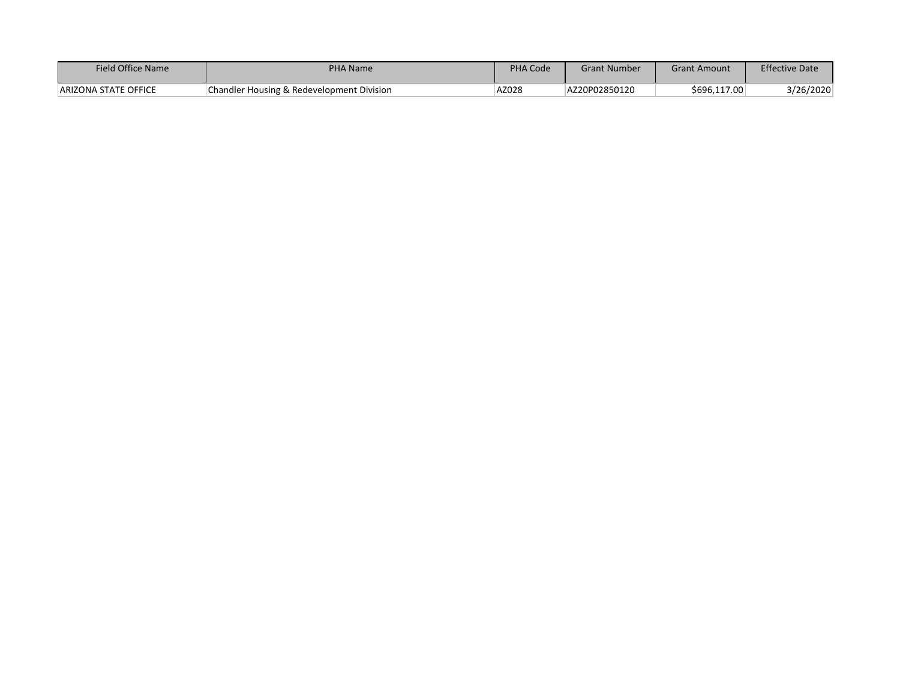| Field Office Name | PHA Name | PHA Code | Grant Number | Grant Amount | Effective Date |
| --- | --- | --- | --- | --- | --- |
| ARIZONA STATE OFFICE | Chandler Housing & Redevelopment Division | AZ028 | AZ20P02850120 | $696,117.00 | 3/26/2020 |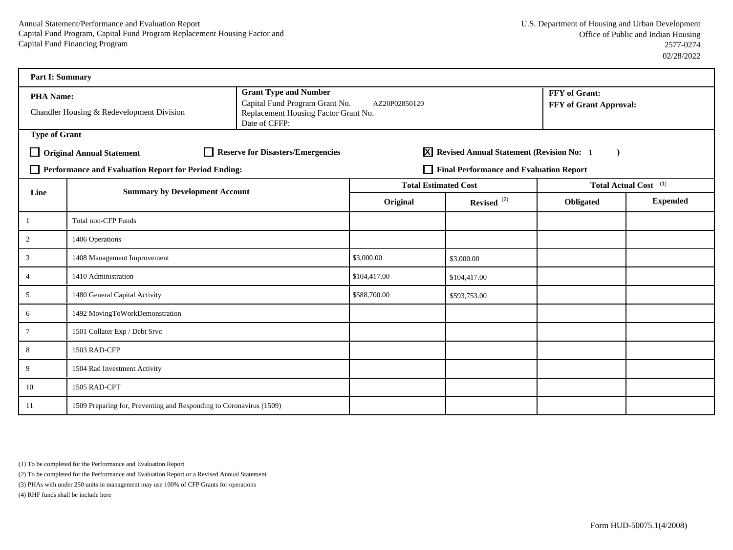Annual Statement/Performance and Evaluation Report
Capital Fund Program, Capital Fund Program Replacement Housing Factor and
Capital Fund Financing Program

U.S. Department of Housing and Urban Development
Office of Public and Indian Housing
2577-0274
02/28/2022

**Part I: Summary**

| **PHA Name:** | **Grant Type and Number** | **FFY of Grant:** |
|---|---|---|
| Chandler Housing & Redevelopment Division | Capital Fund Program Grant No. AZ20P02850120<br>Replacement Housing Factor Grant No.<br>Date of CFFP: | **FFY of Grant Approval:** |

**Type of Grant**

☐ **Original Annual Statement** ☐ **Reserve for Disasters/Emergencies** ☒ **Revised Annual Statement (Revision No: 1 )**

☐ **Performance and Evaluation Report for Period Ending:** ☐ **Final Performance and Evaluation Report**

| Line | Summary by Development Account | Total Estimated Cost | | Total Actual Cost (1) | |
|---|---|---|---|---|---|
| | | Original | Revised (2) | Obligated | Expended |
| 1 | Total non-CFP Funds | | | | |
| 2 | 1406 Operations | | | | |
| 3 | 1408 Management Improvement | $3,000.00 | $3,000.00 | | |
| 4 | 1410 Administration | $104,417.00 | $104,417.00 | | |
| 5 | 1480 General Capital Activity | $588,700.00 | $593,753.00 | | |
| 6 | 1492 MovingToWorkDemonstration | | | | |
| 7 | 1501 Collater Exp / Debt Srvc | | | | |
| 8 | 1503 RAD-CFP | | | | |
| 9 | 1504 Rad Investment Activity | | | | |
| 10 | 1505 RAD-CPT | | | | |
| 11 | 1509 Preparing for, Preventing and Responding to Coronavirus (1509) | | | | |

(1) To be completed for the Performance and Evaluation Report

(2) To be completed for the Performance and Evaluation Report or a Revised Annual Statement

(3) PHAs with under 250 units in management may use 100% of CFP Grants for operations

(4) RHF funds shall be include here

Form HUD-50075.1(4/2008)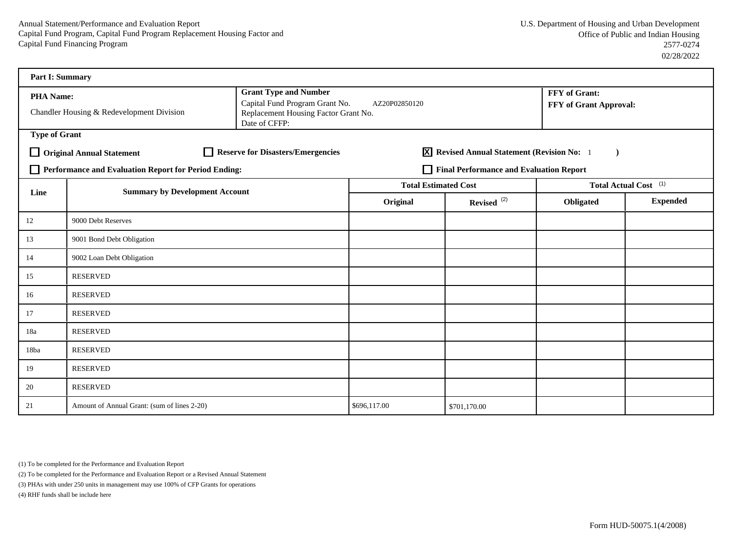Annual Statement/Performance and Evaluation Report
Capital Fund Program, Capital Fund Program Replacement Housing Factor and
Capital Fund Financing Program

U.S. Department of Housing and Urban Development
Office of Public and Indian Housing
2577-0274
02/28/2022

**Part I: Summary**

| **PHA Name:** | **Grant Type and Number** | **FFY of Grant:** |
|---|---|---|
| Chandler Housing & Redevelopment Division | Capital Fund Program Grant No. AZ20P02850120<br>Replacement Housing Factor Grant No.<br>Date of CFFP: | **FFY of Grant Approval:** |

**Type of Grant**

☐ **Original Annual Statement** ☐ **Reserve for Disasters/Emergencies** ☒ **Revised Annual Statement (Revision No: 1 )**

☐ **Performance and Evaluation Report for Period Ending:** ☐ **Final Performance and Evaluation Report**

| Line | Summary by Development Account | Total Estimated Cost | | Total Actual Cost (1) | |
|---|---|---|---|---|---|
| | | Original | Revised (2) | Obligated | Expended |
| 12 | 9000 Debt Reserves | | | | |
| 13 | 9001 Bond Debt Obligation | | | | |
| 14 | 9002 Loan Debt Obligation | | | | |
| 15 | RESERVED | | | | |
| 16 | RESERVED | | | | |
| 17 | RESERVED | | | | |
| 18a | RESERVED | | | | |
| 18ba | RESERVED | | | | |
| 19 | RESERVED | | | | |
| 20 | RESERVED | | | | |
| 21 | Amount of Annual Grant: (sum of lines 2-20) | $696,117.00 | $701,170.00 | | |

(1) To be completed for the Performance and Evaluation Report

(2) To be completed for the Performance and Evaluation Report or a Revised Annual Statement

(3) PHAs with under 250 units in management may use 100% of CFP Grants for operations

(4) RHF funds shall be include here

Form HUD-50075.1(4/2008)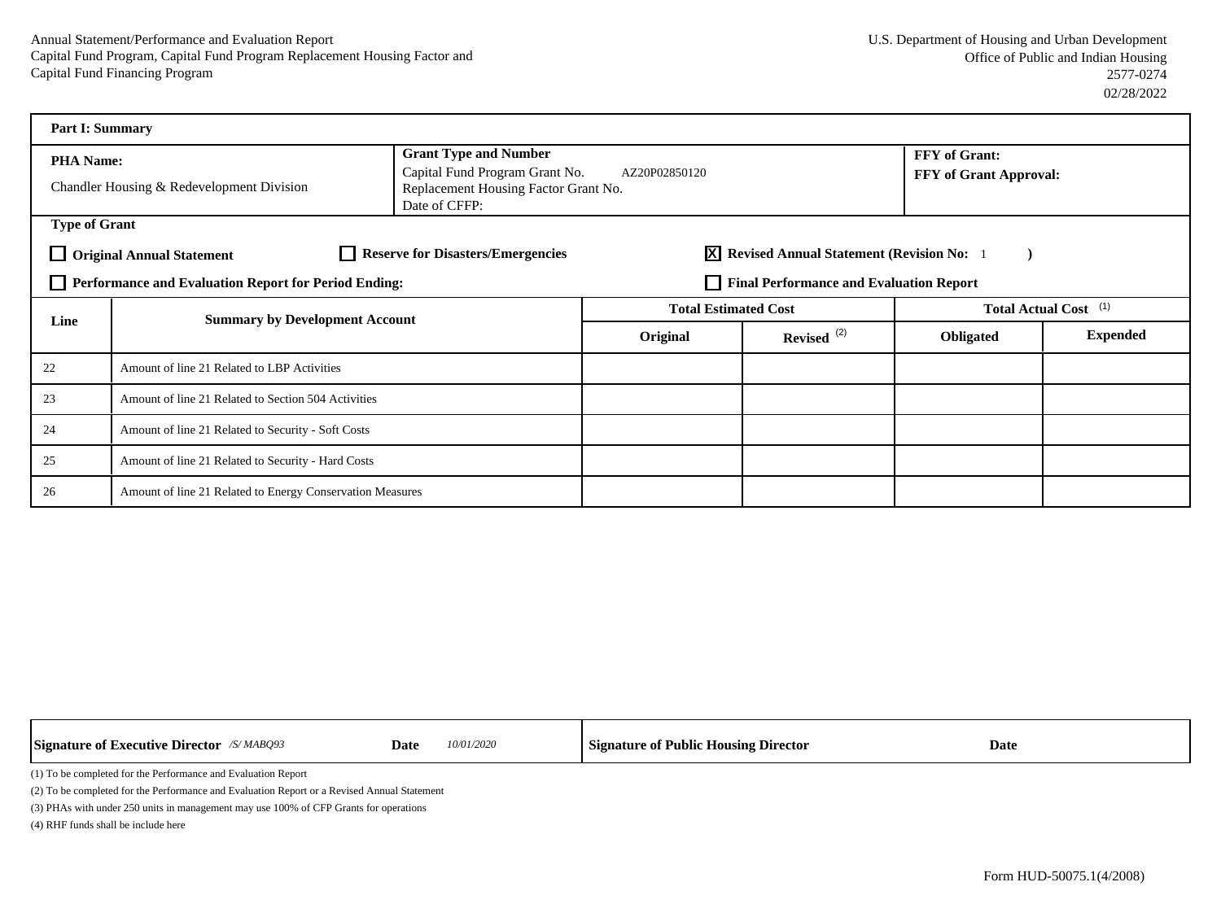Annual Statement/Performance and Evaluation Report
Capital Fund Program, Capital Fund Program Replacement Housing Factor and
Capital Fund Financing Program

U.S. Department of Housing and Urban Development
Office of Public and Indian Housing
2577-0274
02/28/2022

**Part I: Summary**

| **PHA Name:** Chandler Housing & Redevelopment Division | **Grant Type and Number** Capital Fund Program Grant No. AZ20P02850120 Replacement Housing Factor Grant No. Date of CFFP: | **FFY of Grant:** **FFY of Grant Approval:** |
|---|---|---|

**Type of Grant**

- ☐ **Original Annual Statement**
- ☐ **Reserve for Disasters/Emergencies**
- ☒ **Revised Annual Statement (Revision No: 1 )**
- ☐ **Performance and Evaluation Report for Period Ending:**
- ☐ **Final Performance and Evaluation Report**

| Line | Summary by Development Account | Total Estimated Cost | | Total Actual Cost (1) | |
|---|---|---|---|---|---|
| | | Original | Revised (2) | Obligated | Expended |
| 22 | Amount of line 21 Related to LBP Activities | | | | |
| 23 | Amount of line 21 Related to Section 504 Activities | | | | |
| 24 | Amount of line 21 Related to Security - Soft Costs | | | | |
| 25 | Amount of line 21 Related to Security - Hard Costs | | | | |
| 26 | Amount of line 21 Related to Energy Conservation Measures | | | | |

| **Signature of Executive Director** */S/ MABQ93* | **Date** *10/01/2020* | **Signature of Public Housing Director** | **Date** |
|---|---|---|---|

(1) To be completed for the Performance and Evaluation Report

(2) To be completed for the Performance and Evaluation Report or a Revised Annual Statement

(3) PHAs with under 250 units in management may use 100% of CFP Grants for operations

(4) RHF funds shall be include here

Form HUD-50075.1(4/2008)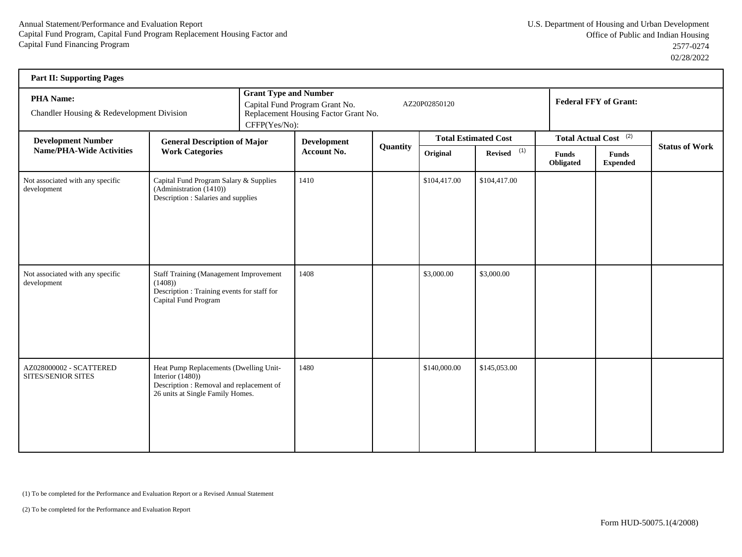Annual Statement/Performance and Evaluation Report
Capital Fund Program, Capital Fund Program Replacement Housing Factor and
Capital Fund Financing Program

U.S. Department of Housing and Urban Development
Office of Public and Indian Housing
2577-0274
02/28/2022

**Part II: Supporting Pages**

| **PHA Name:** Chandler Housing & Redevelopment Division | **Grant Type and Number** Capital Fund Program Grant No. AZ20P02850120 Replacement Housing Factor Grant No. CFFP(Yes/No): | **Federal FFY of Grant:** |
|---|---|---|

| Development Number Name/PHA-Wide Activities | General Description of Major Work Categories | Development Account No. | Quantity | Total Estimated Cost | | Total Actual Cost (2) | | Status of Work |
|---|---|---|---|---|---|---|---|---|
| | | | | Original | Revised (1) | Funds Obligated | Funds Expended | |
| Not associated with any specific development | Capital Fund Program Salary & Supplies (Administration (1410)) Description : Salaries and supplies | 1410 | | $104,417.00 | $104,417.00 | | | |
| Not associated with any specific development | Staff Training (Management Improvement (1408)) Description : Training events for staff for Capital Fund Program | 1408 | | $3,000.00 | $3,000.00 | | | |
| AZ028000002 - SCATTERED SITES/SENIOR SITES | Heat Pump Replacements (Dwelling Unit-Interior (1480)) Description : Removal and replacement of 26 units at Single Family Homes. | 1480 | | $140,000.00 | $145,053.00 | | | |

(1) To be completed for the Performance and Evaluation Report or a Revised Annual Statement

(2) To be completed for the Performance and Evaluation Report

Form HUD-50075.1(4/2008)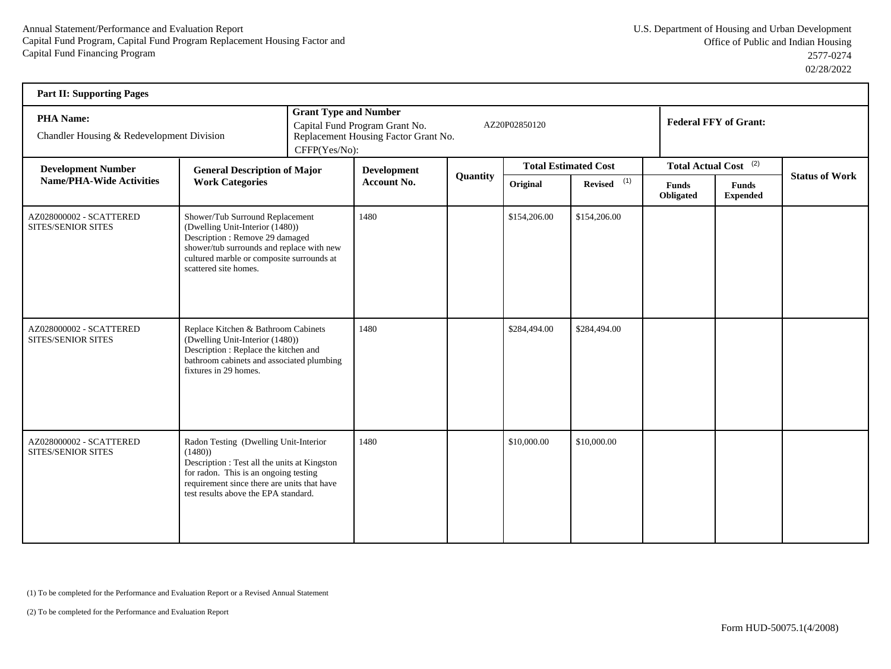Annual Statement/Performance and Evaluation Report
Capital Fund Program, Capital Fund Program Replacement Housing Factor and
Capital Fund Financing Program

U.S. Department of Housing and Urban Development
Office of Public and Indian Housing
2577-0274
02/28/2022

**Part II: Supporting Pages**

| **PHA Name:** | **Grant Type and Number** | **Federal FFY of Grant:** |
|---|---|---|
| Chandler Housing & Redevelopment Division | Capital Fund Program Grant No. AZ20P02850120<br>Replacement Housing Factor Grant No.<br>CFFP(Yes/No): | |

| Development Number Name/PHA-Wide Activities | General Description of Major Work Categories | Development Account No. | Quantity | Total Estimated Cost | | Total Actual Cost (2) | | Status of Work |
|---|---|---|---|---|---|---|---|---|
| | | | | Original | Revised (1) | Funds Obligated | Funds Expended | |
| AZ028000002 - SCATTERED SITES/SENIOR SITES | Shower/Tub Surround Replacement (Dwelling Unit-Interior (1480))<br>Description : Remove 29 damaged shower/tub surrounds and replace with new cultured marble or composite surrounds at scattered site homes. | 1480 | | $154,206.00 | $154,206.00 | | | |
| AZ028000002 - SCATTERED SITES/SENIOR SITES | Replace Kitchen & Bathroom Cabinets (Dwelling Unit-Interior (1480))<br>Description : Replace the kitchen and bathroom cabinets and associated plumbing fixtures in 29 homes. | 1480 | | $284,494.00 | $284,494.00 | | | |
| AZ028000002 - SCATTERED SITES/SENIOR SITES | Radon Testing (Dwelling Unit-Interior (1480))<br>Description : Test all the units at Kingston for radon. This is an ongoing testing requirement since there are units that have test results above the EPA standard. | 1480 | | $10,000.00 | $10,000.00 | | | |

(1) To be completed for the Performance and Evaluation Report or a Revised Annual Statement

(2) To be completed for the Performance and Evaluation Report

Form HUD-50075.1(4/2008)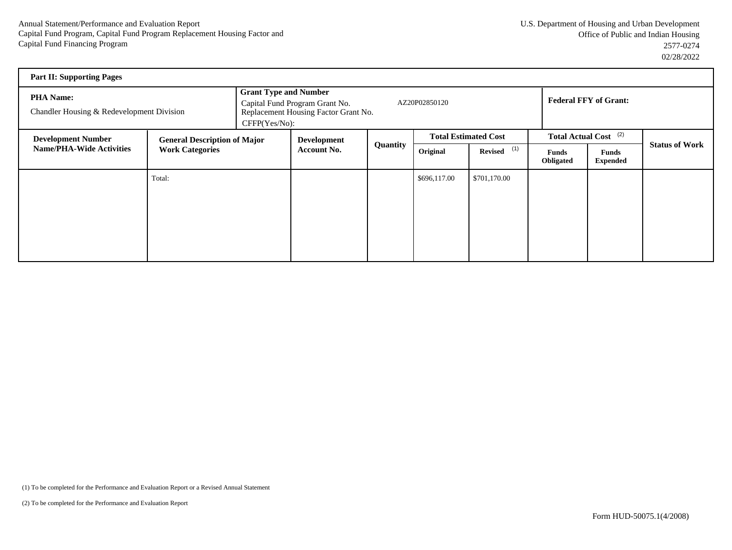Annual Statement/Performance and Evaluation Report
Capital Fund Program, Capital Fund Program Replacement Housing Factor and
Capital Fund Financing Program

U.S. Department of Housing and Urban Development
Office of Public and Indian Housing
2577-0274
02/28/2022

**Part II: Supporting Pages**

| **PHA Name:** Chandler Housing & Redevelopment Division | **Grant Type and Number** Capital Fund Program Grant No. AZ20P02850120 Replacement Housing Factor Grant No. CFFP(Yes/No): | **Federal FFY of Grant:** |
|---|---|---|

| **Development Number Name/PHA-Wide Activities** | **General Description of Major Work Categories** | **Development Account No.** | **Quantity** | **Total Estimated Cost** | | **Total Actual Cost** (2) | | **Status of Work** |
|---|---|---|---|---|---|---|---|---|
| | | | | **Original** | **Revised** (1) | **Funds Obligated** | **Funds Expended** | |
| | Total: | | | $696,117.00 | $701,170.00 | | | |

(1) To be completed for the Performance and Evaluation Report or a Revised Annual Statement

(2) To be completed for the Performance and Evaluation Report

Form HUD-50075.1(4/2008)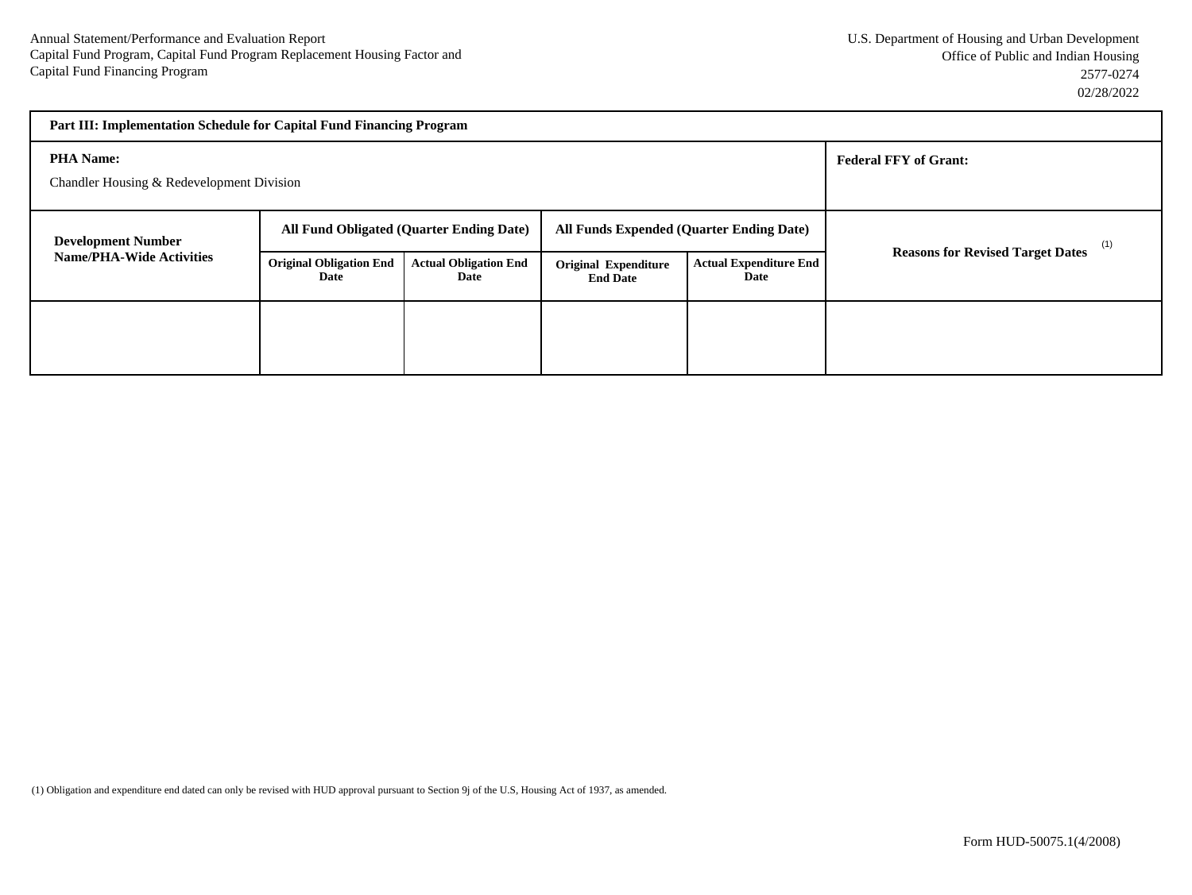Annual Statement/Performance and Evaluation Report
Capital Fund Program, Capital Fund Program Replacement Housing Factor and
Capital Fund Financing Program

U.S. Department of Housing and Urban Development
Office of Public and Indian Housing
2577-0274
02/28/2022

**Part III: Implementation Schedule for Capital Fund Financing Program**

| **PHA Name:** Chandler Housing & Redevelopment Division | | | | | **Federal FFY of Grant:** |
|---|---|---|---|---|---|
| **Development Number Name/PHA-Wide Activities** | **All Fund Obligated (Quarter Ending Date)** | | **All Funds Expended (Quarter Ending Date)** | | **Reasons for Revised Target Dates** [(1)] |
| | **Original Obligation End Date** | **Actual Obligation End Date** | **Original Expenditure End Date** | **Actual Expenditure End Date** | |
| | | | | | |

(1) Obligation and expenditure end dated can only be revised with HUD approval pursuant to Section 9j of the U.S, Housing Act of 1937, as amended.

Form HUD-50075.1(4/2008)